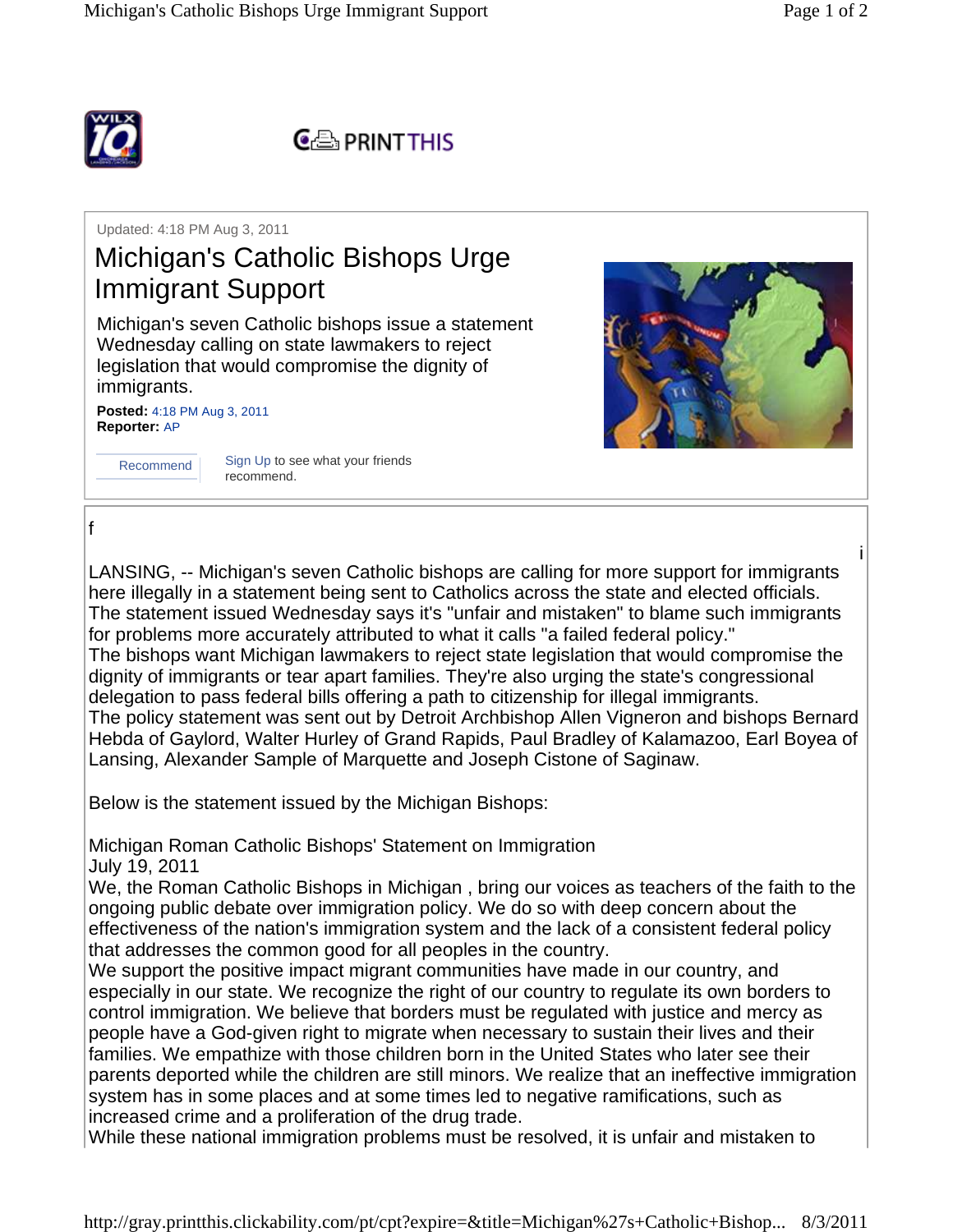Updated: 4:18 PM Aug 3, 2011

# Michigan's Catholic Bishops Urge Immigrant Support

Michigan's seven Catholic bishops issue a statement Wednesday calling on state lawmakers to reject legislation that would compromise the dignity of immigrants.

**Posted:** 4:18 PM Aug 3, 2011
**Reporter:** AP

Recommend

Sign Up to see what your friends recommend.

LANSING, -- Michigan's seven Catholic bishops are calling for more support for immigrants here illegally in a statement being sent to Catholics across the state and elected officials. The statement issued Wednesday says it's "unfair and mistaken" to blame such immigrants for problems more accurately attributed to what it calls "a failed federal policy."
The bishops want Michigan lawmakers to reject state legislation that would compromise the dignity of immigrants or tear apart families. They're also urging the state's congressional delegation to pass federal bills offering a path to citizenship for illegal immigrants.
The policy statement was sent out by Detroit Archbishop Allen Vigneron and bishops Bernard Hebda of Gaylord, Walter Hurley of Grand Rapids, Paul Bradley of Kalamazoo, Earl Boyea of Lansing, Alexander Sample of Marquette and Joseph Cistone of Saginaw.

Below is the statement issued by the Michigan Bishops:

Michigan Roman Catholic Bishops' Statement on Immigration
July 19, 2011
We, the Roman Catholic Bishops in Michigan , bring our voices as teachers of the faith to the ongoing public debate over immigration policy. We do so with deep concern about the effectiveness of the nation's immigration system and the lack of a consistent federal policy that addresses the common good for all peoples in the country.
We support the positive impact migrant communities have made in our country, and especially in our state. We recognize the right of our country to regulate its own borders to control immigration. We believe that borders must be regulated with justice and mercy as people have a God-given right to migrate when necessary to sustain their lives and their families. We empathize with those children born in the United States who later see their parents deported while the children are still minors. We realize that an ineffective immigration system has in some places and at some times led to negative ramifications, such as increased crime and a proliferation of the drug trade.
While these national immigration problems must be resolved, it is unfair and mistaken to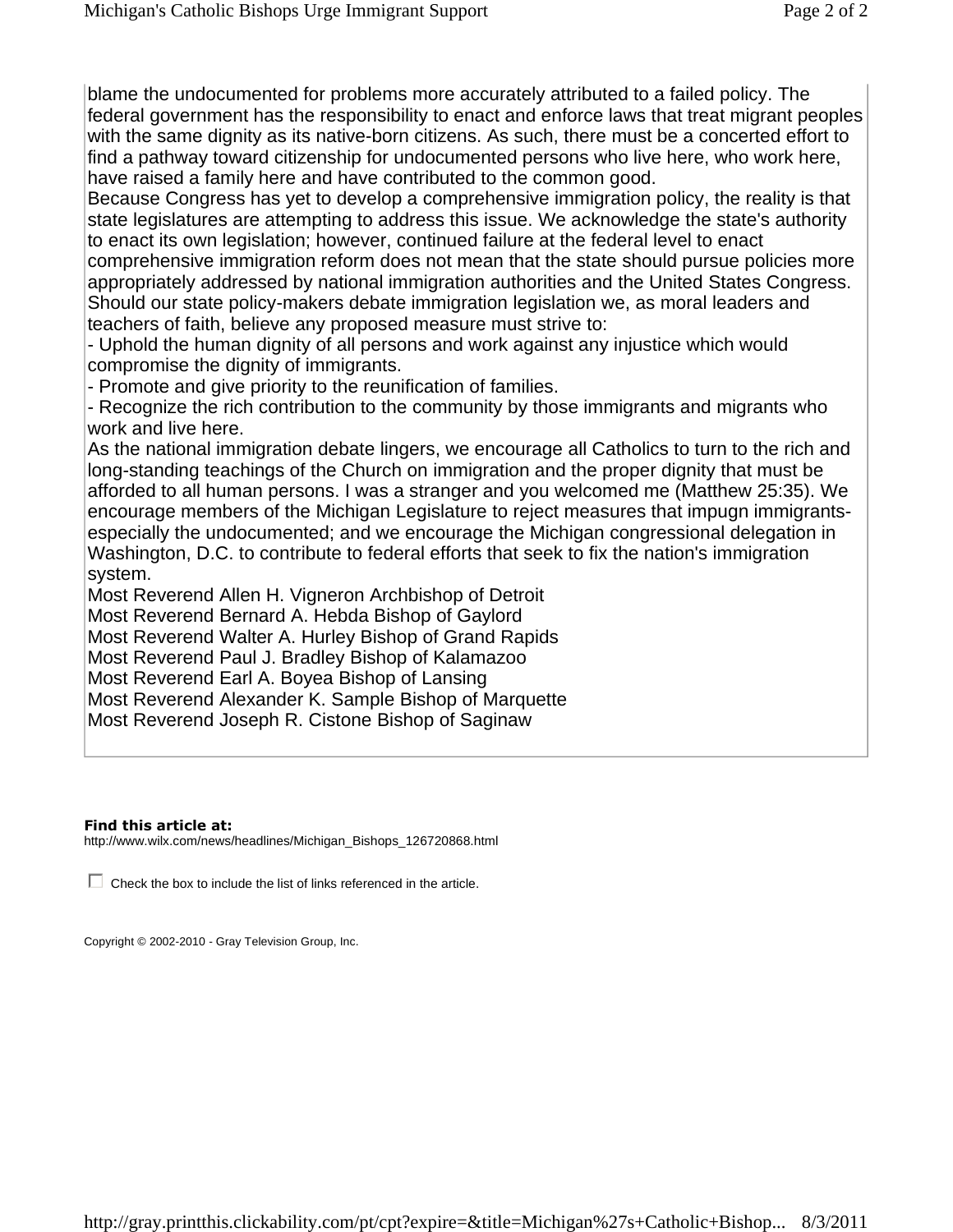blame the undocumented for problems more accurately attributed to a failed policy. The federal government has the responsibility to enact and enforce laws that treat migrant peoples with the same dignity as its native-born citizens. As such, there must be a concerted effort to find a pathway toward citizenship for undocumented persons who live here, who work here, have raised a family here and have contributed to the common good.

Because Congress has yet to develop a comprehensive immigration policy, the reality is that state legislatures are attempting to address this issue. We acknowledge the state's authority to enact its own legislation; however, continued failure at the federal level to enact comprehensive immigration reform does not mean that the state should pursue policies more appropriately addressed by national immigration authorities and the United States Congress. Should our state policy-makers debate immigration legislation we, as moral leaders and teachers of faith, believe any proposed measure must strive to:

- Uphold the human dignity of all persons and work against any injustice which would compromise the dignity of immigrants.
- Promote and give priority to the reunification of families.
- Recognize the rich contribution to the community by those immigrants and migrants who work and live here.

As the national immigration debate lingers, we encourage all Catholics to turn to the rich and long-standing teachings of the Church on immigration and the proper dignity that must be afforded to all human persons. I was a stranger and you welcomed me (Matthew 25:35). We encourage members of the Michigan Legislature to reject measures that impugn immigrants-especially the undocumented; and we encourage the Michigan congressional delegation in Washington, D.C. to contribute to federal efforts that seek to fix the nation's immigration system.

Most Reverend Allen H. Vigneron Archbishop of Detroit
Most Reverend Bernard A. Hebda Bishop of Gaylord
Most Reverend Walter A. Hurley Bishop of Grand Rapids
Most Reverend Paul J. Bradley Bishop of Kalamazoo
Most Reverend Earl A. Boyea Bishop of Lansing
Most Reverend Alexander K. Sample Bishop of Marquette
Most Reverend Joseph R. Cistone Bishop of Saginaw

**Find this article at:**
http://www.wilx.com/news/headlines/Michigan_Bishops_126720868.html

☐ Check the box to include the list of links referenced in the article.

Copyright © 2002-2010 - Gray Television Group, Inc.